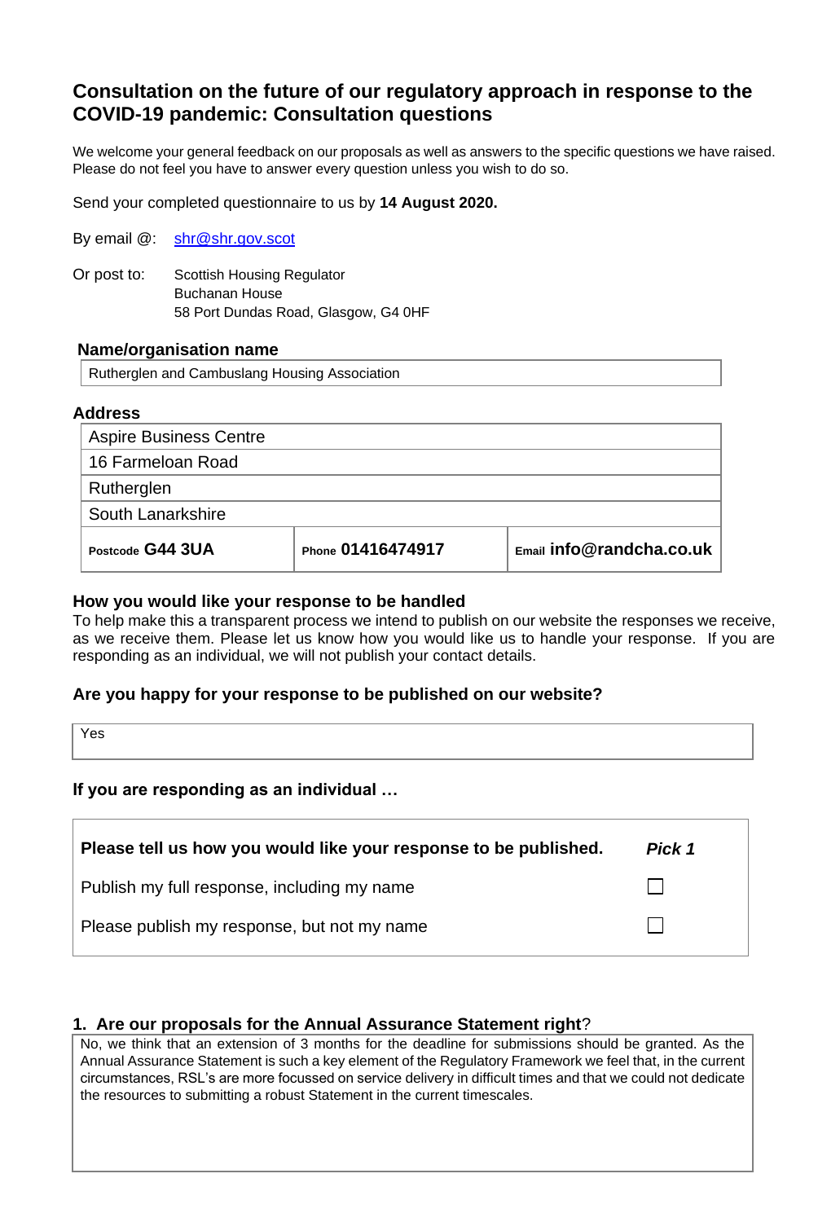# Consultation on the future of our regulatory approach in response to the COVID-19 pandemic: Consultation questions

We welcome your general feedback on our proposals as well as answers to the specific questions we have raised. Please do not feel you have to answer every question unless you wish to do so.

Send your completed questionnaire to us by **14 August 2020.**

By email @: shr@shr.gov.scot

Or post to: Scottish Housing Regulator
Buchanan House
58 Port Dundas Road, Glasgow, G4 0HF

### Name/organisation name

Rutherglen and Cambuslang Housing Association

### Address

| |
|---|
| Aspire Business Centre |
| 16 Farmeloan Road |
| Rutherglen |
| South Lanarkshire |

| Postcode G44 3UA | Phone 01416474917 | Email info@randcha.co.uk |
|---|---|---|

### How you would like your response to be handled

To help make this a transparent process we intend to publish on our website the responses we receive, as we receive them. Please let us know how you would like us to handle your response. If you are responding as an individual, we will not publish your contact details.

### Are you happy for your response to be published on our website?

Yes

### If you are responding as an individual …

| **Please tell us how you would like your response to be published.** | ***Pick 1*** |
|---|---|
| Publish my full response, including my name | ☐ |
| Please publish my response, but not my name | ☐ |

### 1. Are our proposals for the Annual Assurance Statement right?

No, we think that an extension of 3 months for the deadline for submissions should be granted. As the Annual Assurance Statement is such a key element of the Regulatory Framework we feel that, in the current circumstances, RSL's are more focussed on service delivery in difficult times and that we could not dedicate the resources to submitting a robust Statement in the current timescales.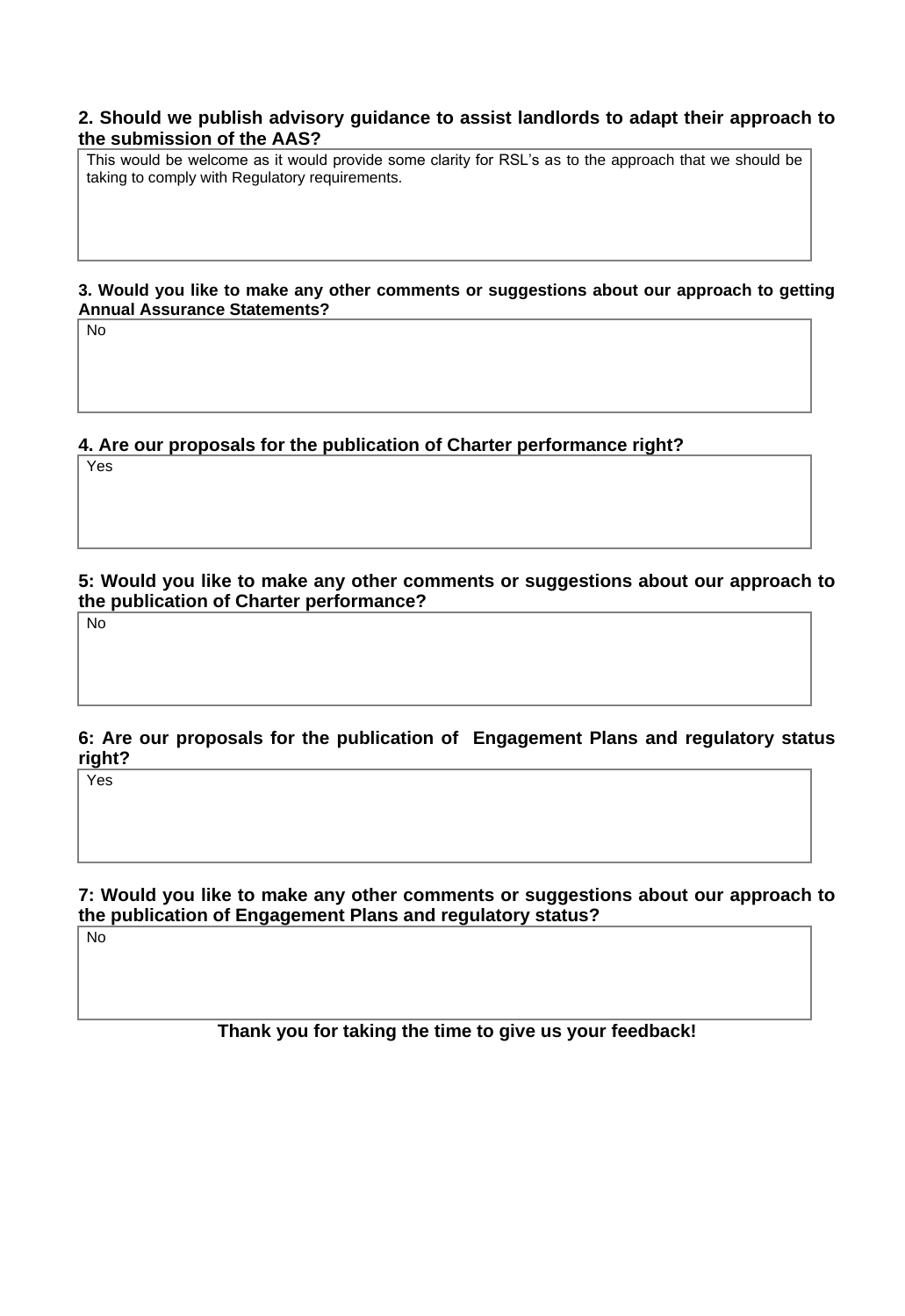**2. Should we publish advisory guidance to assist landlords to adapt their approach to the submission of the AAS?**

This would be welcome as it would provide some clarity for RSL's as to the approach that we should be taking to comply with Regulatory requirements.

**3. Would you like to make any other comments or suggestions about our approach to getting Annual Assurance Statements?**

No

**4. Are our proposals for the publication of Charter performance right?**

Yes

**5: Would you like to make any other comments or suggestions about our approach to the publication of Charter performance?**

No

**6: Are our proposals for the publication of Engagement Plans and regulatory status right?**

Yes

**7: Would you like to make any other comments or suggestions about our approach to the publication of Engagement Plans and regulatory status?**

No

**Thank you for taking the time to give us your feedback!**